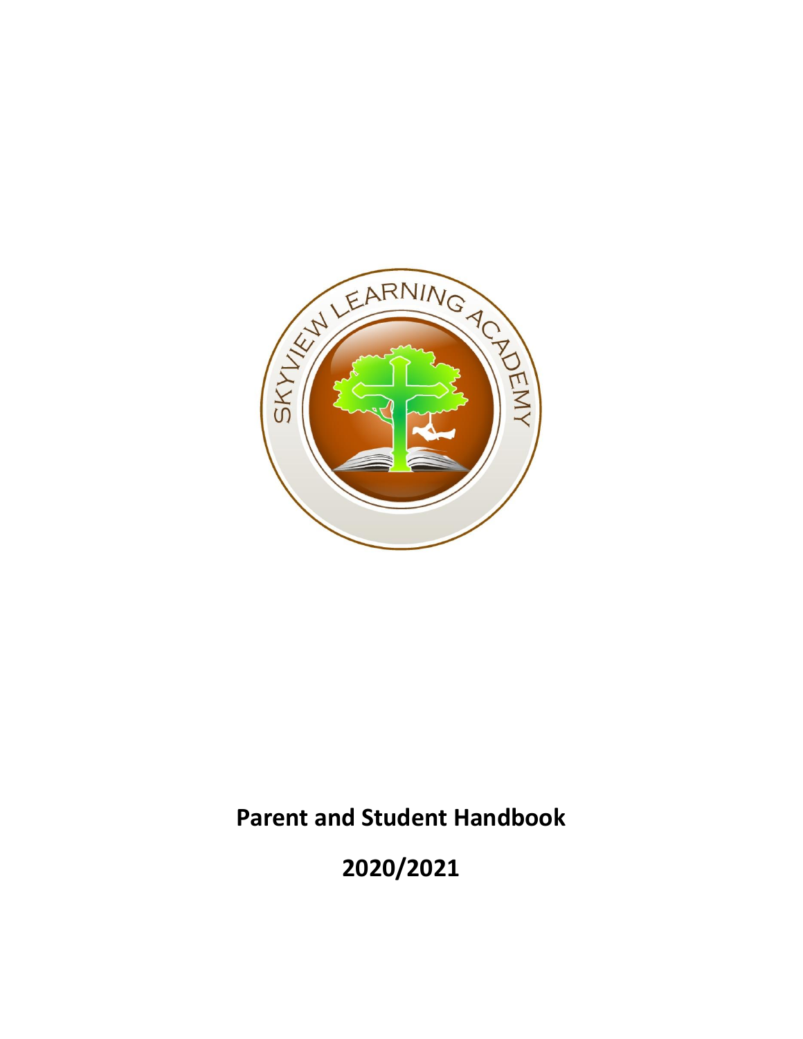SKYVIEW LEARNING ACADEMY

# Parent and Student Handbook

# 2020/2021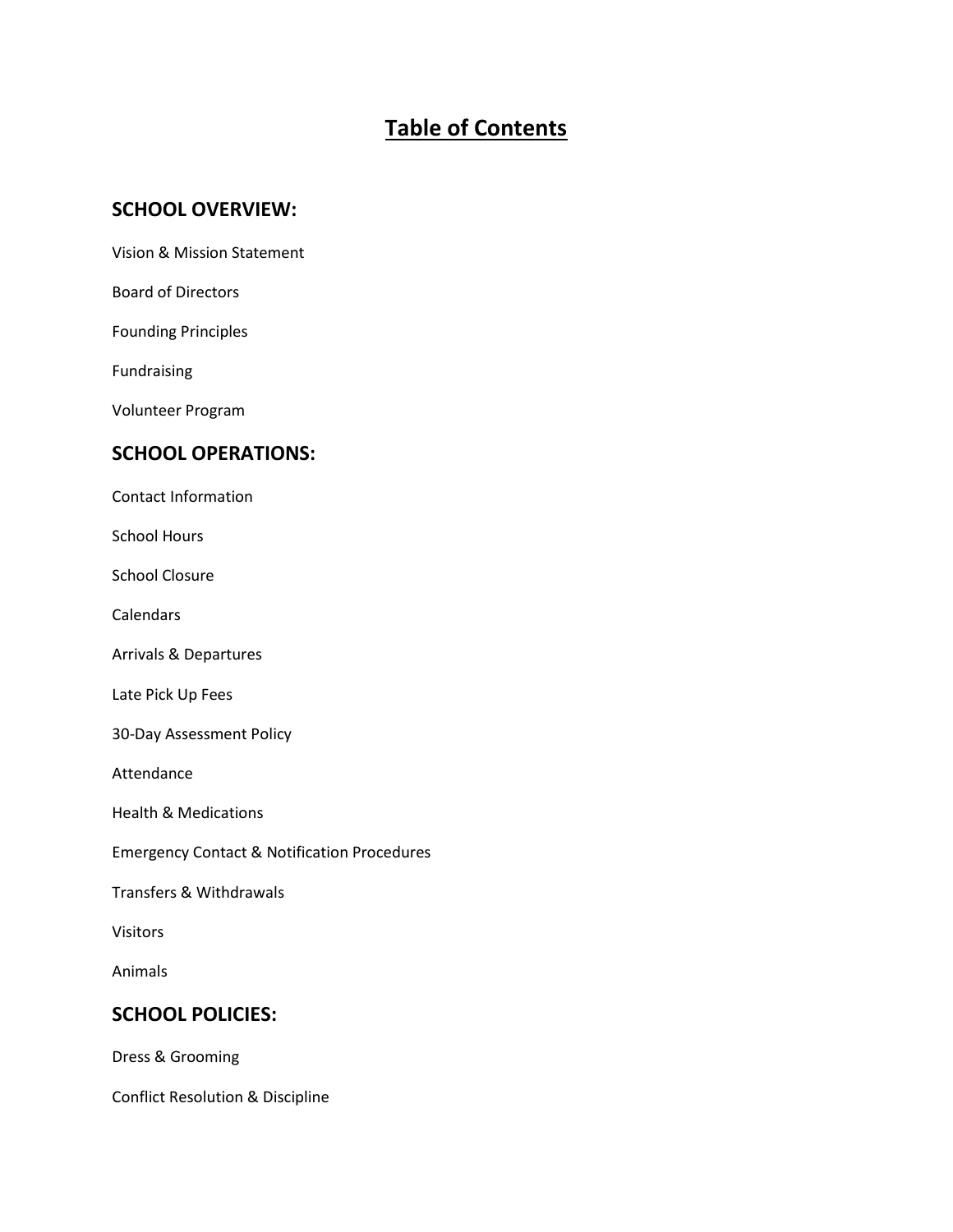# Table of Contents

## SCHOOL OVERVIEW:

Vision & Mission Statement

Board of Directors

Founding Principles

Fundraising

Volunteer Program

## SCHOOL OPERATIONS:

Contact Information

School Hours

School Closure

Calendars

Arrivals & Departures

Late Pick Up Fees

30-Day Assessment Policy

Attendance

Health & Medications

Emergency Contact & Notification Procedures

Transfers & Withdrawals

Visitors

Animals

## SCHOOL POLICIES:

Dress & Grooming

Conflict Resolution & Discipline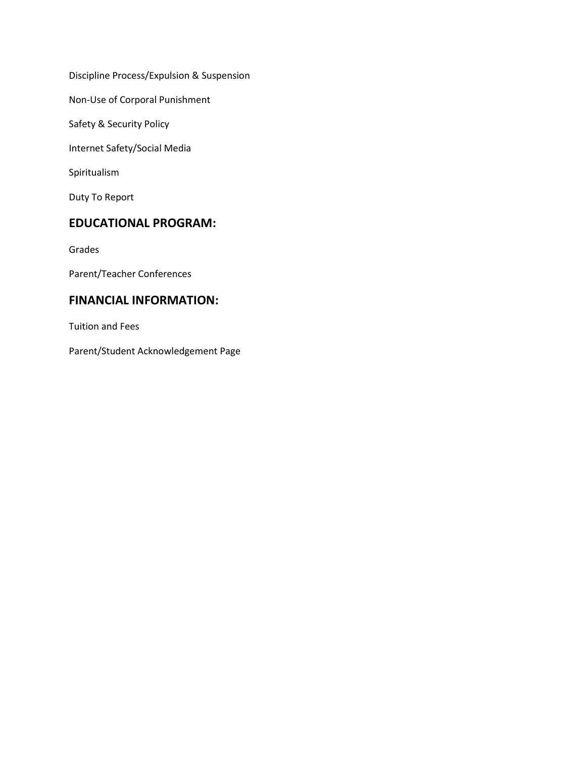Discipline Process/Expulsion & Suspension

Non-Use of Corporal Punishment

Safety & Security Policy

Internet Safety/Social Media

Spiritualism

Duty To Report

## EDUCATIONAL PROGRAM:

Grades

Parent/Teacher Conferences

## FINANCIAL INFORMATION:

Tuition and Fees

Parent/Student Acknowledgement Page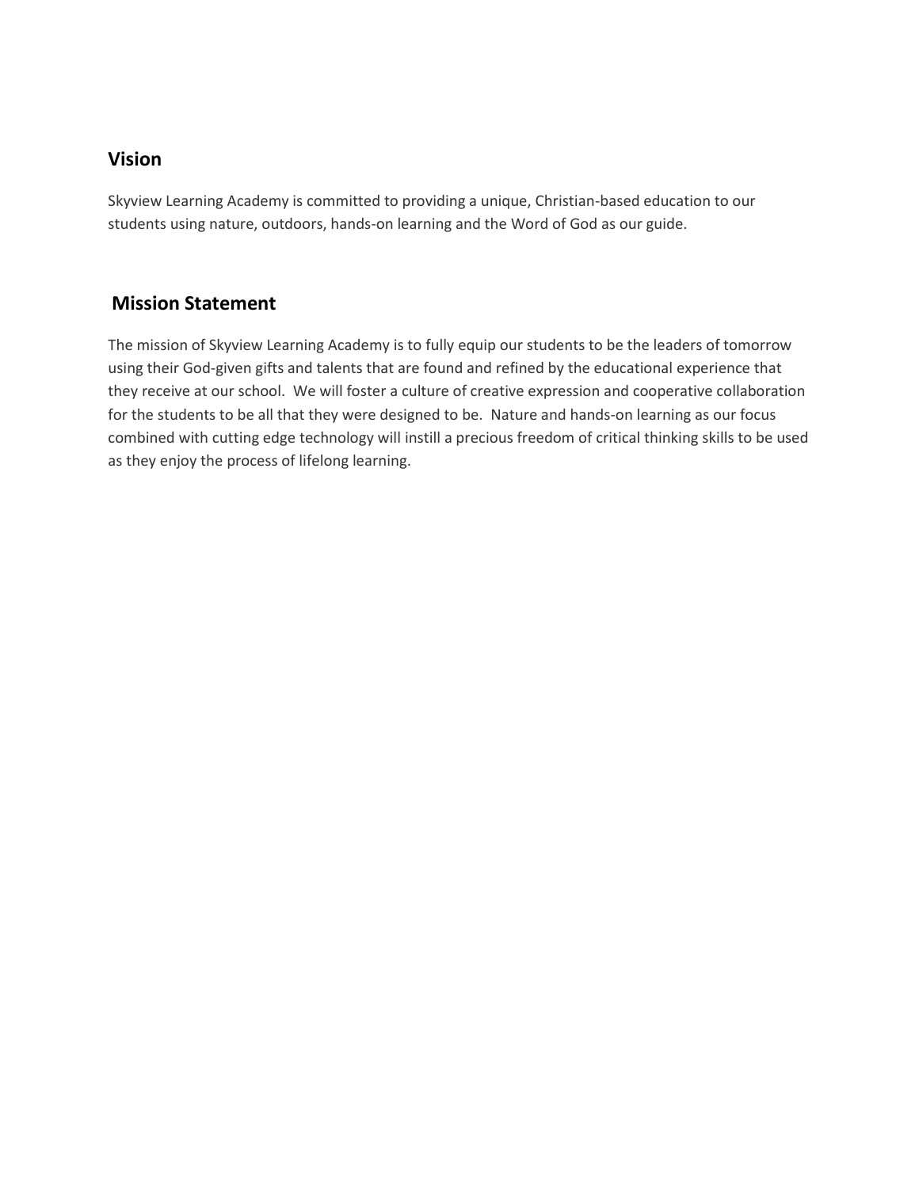## Vision

Skyview Learning Academy is committed to providing a unique, Christian-based education to our students using nature, outdoors, hands-on learning and the Word of God as our guide.

## Mission Statement

The mission of Skyview Learning Academy is to fully equip our students to be the leaders of tomorrow using their God-given gifts and talents that are found and refined by the educational experience that they receive at our school. We will foster a culture of creative expression and cooperative collaboration for the students to be all that they were designed to be. Nature and hands-on learning as our focus combined with cutting edge technology will instill a precious freedom of critical thinking skills to be used as they enjoy the process of lifelong learning.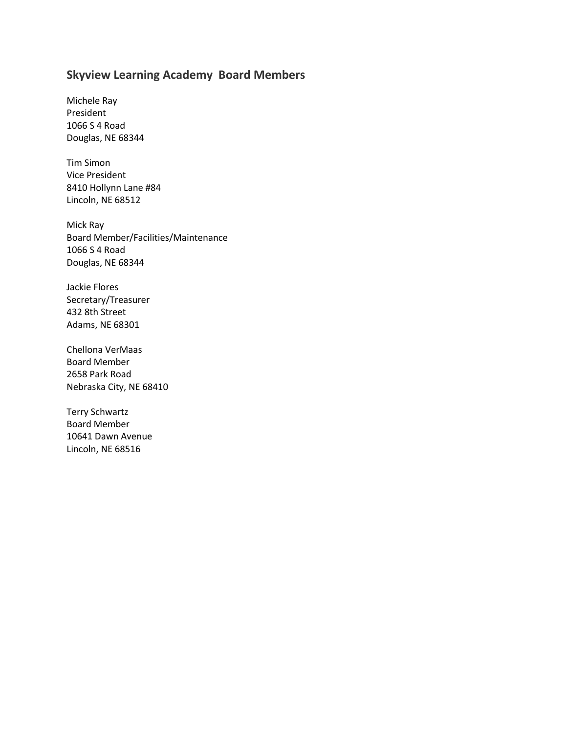## Skyview Learning Academy Board Members

Michele Ray  
President  
1066 S 4 Road  
Douglas, NE 68344

Tim Simon  
Vice President  
8410 Hollynn Lane #84  
Lincoln, NE 68512

Mick Ray  
Board Member/Facilities/Maintenance  
1066 S 4 Road  
Douglas, NE 68344

Jackie Flores  
Secretary/Treasurer  
432 8th Street  
Adams, NE 68301

Chellona VerMaas  
Board Member  
2658 Park Road  
Nebraska City, NE 68410

Terry Schwartz  
Board Member  
10641 Dawn Avenue  
Lincoln, NE 68516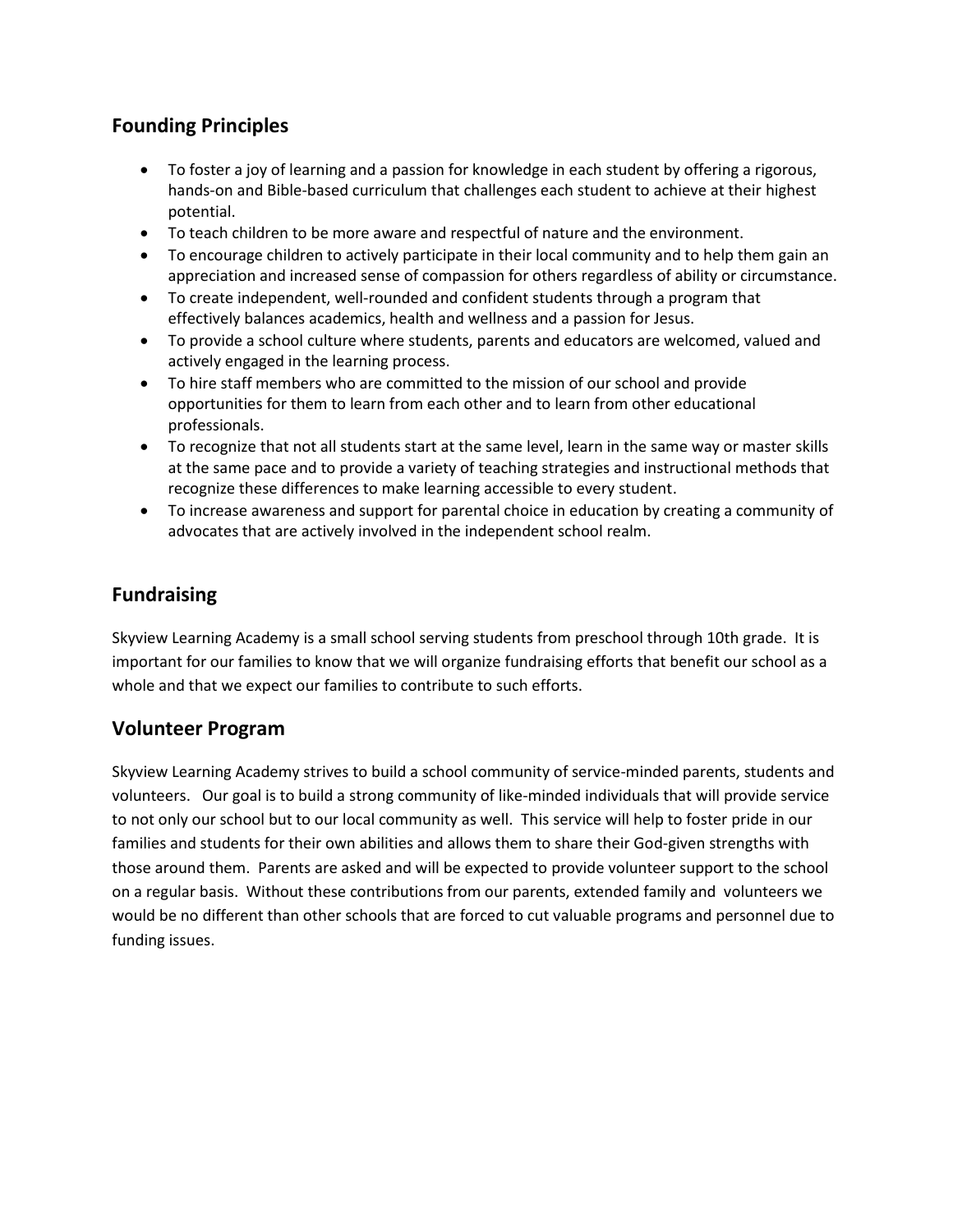## Founding Principles

- To foster a joy of learning and a passion for knowledge in each student by offering a rigorous, hands-on and Bible-based curriculum that challenges each student to achieve at their highest potential.
- To teach children to be more aware and respectful of nature and the environment.
- To encourage children to actively participate in their local community and to help them gain an appreciation and increased sense of compassion for others regardless of ability or circumstance.
- To create independent, well-rounded and confident students through a program that effectively balances academics, health and wellness and a passion for Jesus.
- To provide a school culture where students, parents and educators are welcomed, valued and actively engaged in the learning process.
- To hire staff members who are committed to the mission of our school and provide opportunities for them to learn from each other and to learn from other educational professionals.
- To recognize that not all students start at the same level, learn in the same way or master skills at the same pace and to provide a variety of teaching strategies and instructional methods that recognize these differences to make learning accessible to every student.
- To increase awareness and support for parental choice in education by creating a community of advocates that are actively involved in the independent school realm.

## Fundraising

Skyview Learning Academy is a small school serving students from preschool through 10th grade. It is important for our families to know that we will organize fundraising efforts that benefit our school as a whole and that we expect our families to contribute to such efforts.

## Volunteer Program

Skyview Learning Academy strives to build a school community of service-minded parents, students and volunteers. Our goal is to build a strong community of like-minded individuals that will provide service to not only our school but to our local community as well. This service will help to foster pride in our families and students for their own abilities and allows them to share their God-given strengths with those around them. Parents are asked and will be expected to provide volunteer support to the school on a regular basis. Without these contributions from our parents, extended family and volunteers we would be no different than other schools that are forced to cut valuable programs and personnel due to funding issues.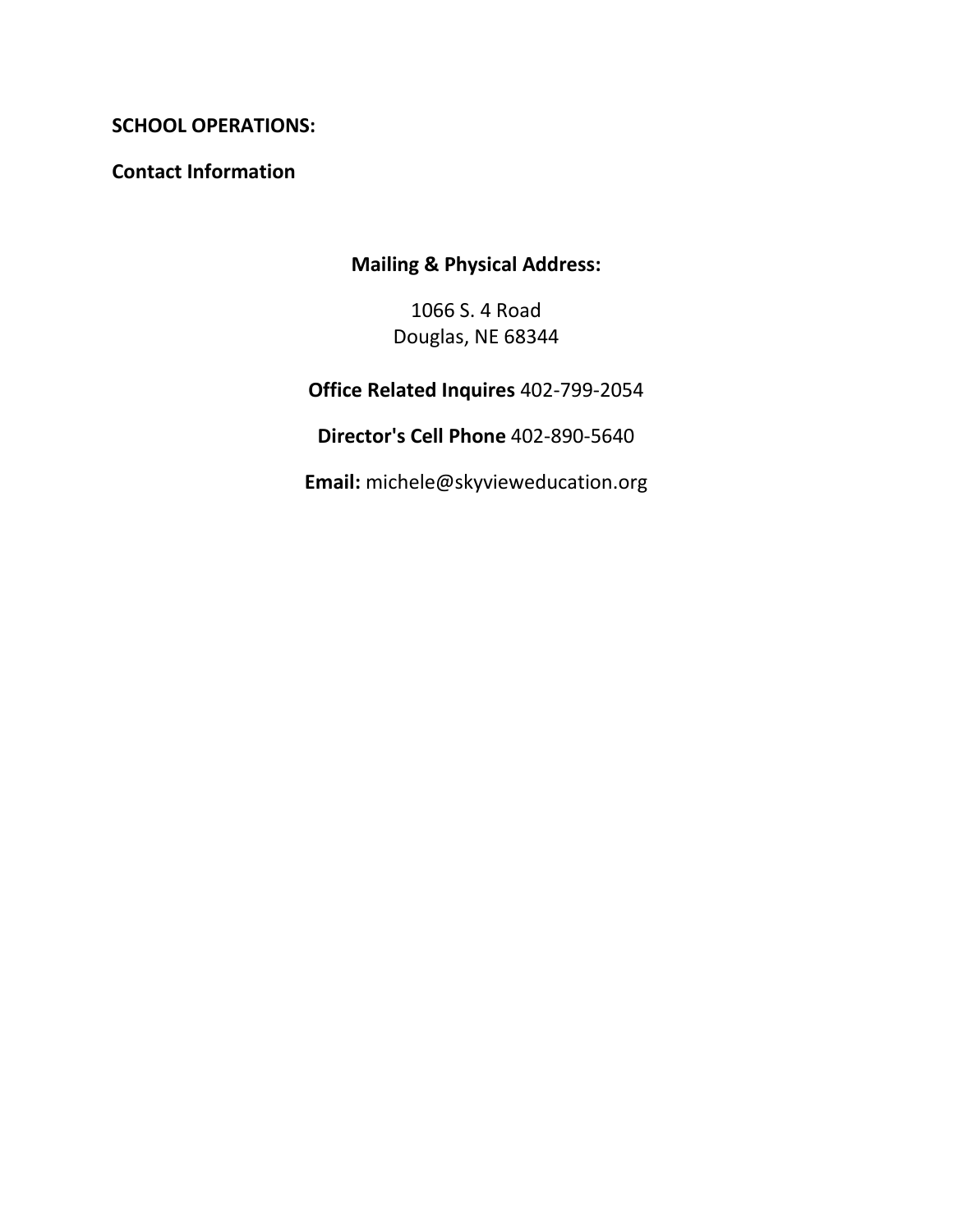**SCHOOL OPERATIONS:**

**Contact Information**

**Mailing & Physical Address:**

1066 S. 4 Road
Douglas, NE 68344

**Office Related Inquires** 402-799-2054

**Director's Cell Phone** 402-890-5640

**Email:** michele@skyvieweducation.org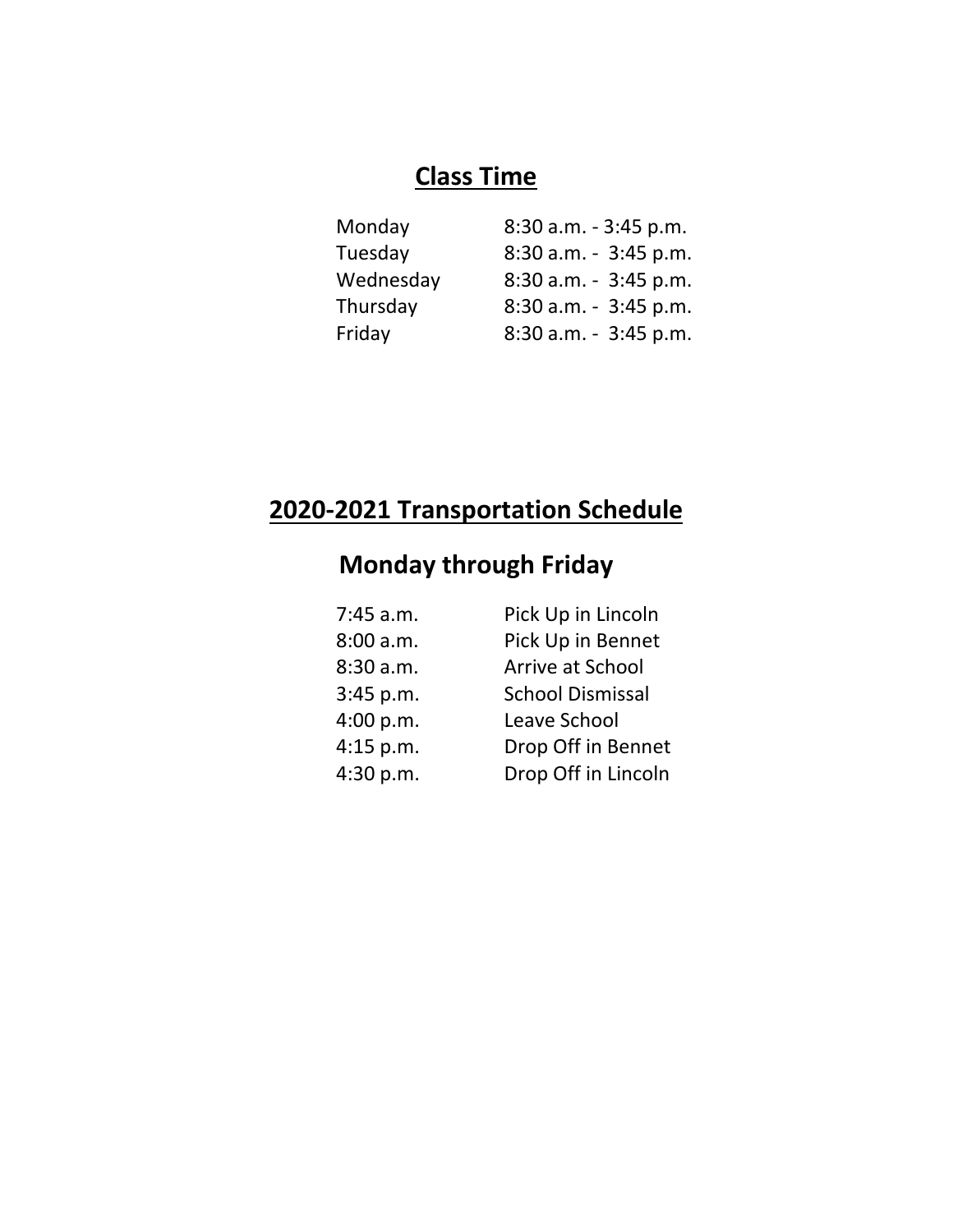## Class Time

| | |
|---|---|
| Monday | 8:30 a.m. - 3:45 p.m. |
| Tuesday | 8:30 a.m. - 3:45 p.m. |
| Wednesday | 8:30 a.m. - 3:45 p.m. |
| Thursday | 8:30 a.m. - 3:45 p.m. |
| Friday | 8:30 a.m. - 3:45 p.m. |

## 2020-2021 Transportation Schedule

### Monday through Friday

| | |
|---|---|
| 7:45 a.m. | Pick Up in Lincoln |
| 8:00 a.m. | Pick Up in Bennet |
| 8:30 a.m. | Arrive at School |
| 3:45 p.m. | School Dismissal |
| 4:00 p.m. | Leave School |
| 4:15 p.m. | Drop Off in Bennet |
| 4:30 p.m. | Drop Off in Lincoln |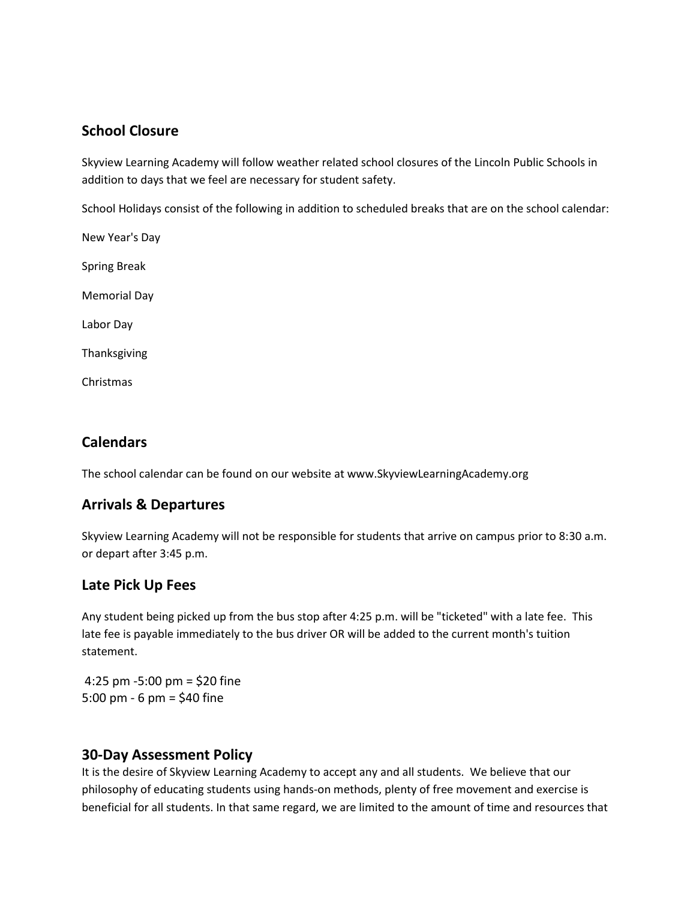## School Closure

Skyview Learning Academy will follow weather related school closures of the Lincoln Public Schools in addition to days that we feel are necessary for student safety.

School Holidays consist of the following in addition to scheduled breaks that are on the school calendar:

New Year's Day

Spring Break

Memorial Day

Labor Day

Thanksgiving

Christmas

## Calendars

The school calendar can be found on our website at www.SkyviewLearningAcademy.org

## Arrivals & Departures

Skyview Learning Academy will not be responsible for students that arrive on campus prior to 8:30 a.m. or depart after 3:45 p.m.

## Late Pick Up Fees

Any student being picked up from the bus stop after 4:25 p.m. will be "ticketed" with a late fee. This late fee is payable immediately to the bus driver OR will be added to the current month's tuition statement.

4:25 pm -5:00 pm = $20 fine
5:00 pm - 6 pm = $40 fine

## 30-Day Assessment Policy

It is the desire of Skyview Learning Academy to accept any and all students. We believe that our philosophy of educating students using hands-on methods, plenty of free movement and exercise is beneficial for all students. In that same regard, we are limited to the amount of time and resources that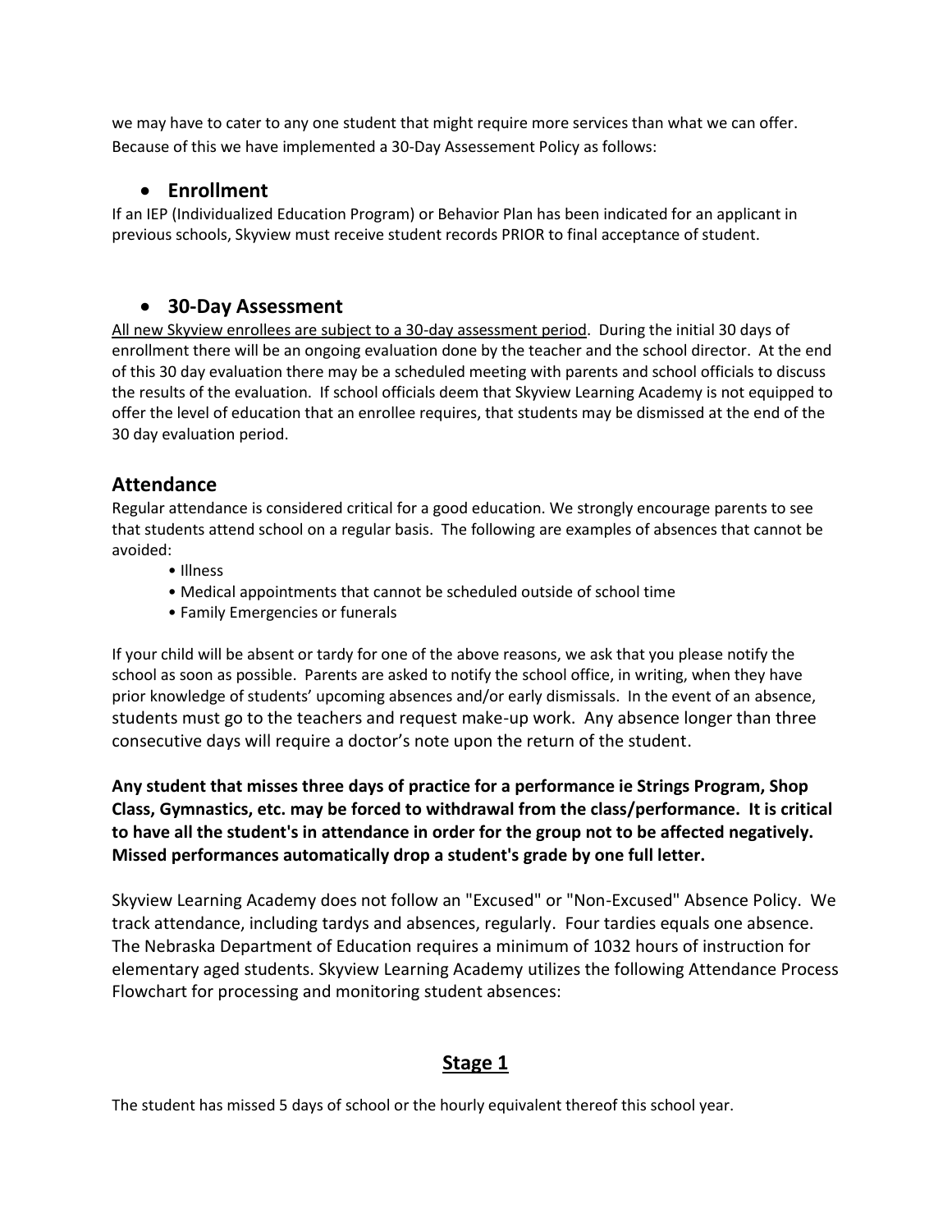we may have to cater to any one student that might require more services than what we can offer. Because of this we have implemented a 30-Day Assesement Policy as follows:

- ### Enrollment

If an IEP (Individualized Education Program) or Behavior Plan has been indicated for an applicant in previous schools, Skyview must receive student records PRIOR to final acceptance of student.

- ### 30-Day Assessment

<u>All new Skyview enrollees are subject to a 30-day assessment period</u>. During the initial 30 days of enrollment there will be an ongoing evaluation done by the teacher and the school director. At the end of this 30 day evaluation there may be a scheduled meeting with parents and school officials to discuss the results of the evaluation. If school officials deem that Skyview Learning Academy is not equipped to offer the level of education that an enrollee requires, that students may be dismissed at the end of the 30 day evaluation period.

## Attendance

Regular attendance is considered critical for a good education. We strongly encourage parents to see that students attend school on a regular basis. The following are examples of absences that cannot be avoided:

- Illness
- Medical appointments that cannot be scheduled outside of school time
- Family Emergencies or funerals

If your child will be absent or tardy for one of the above reasons, we ask that you please notify the school as soon as possible. Parents are asked to notify the school office, in writing, when they have prior knowledge of students' upcoming absences and/or early dismissals. In the event of an absence, students must go to the teachers and request make-up work. Any absence longer than three consecutive days will require a doctor's note upon the return of the student.

**Any student that misses three days of practice for a performance ie Strings Program, Shop Class, Gymnastics, etc. may be forced to withdrawal from the class/performance. It is critical to have all the student's in attendance in order for the group not to be affected negatively. Missed performances automatically drop a student's grade by one full letter.**

Skyview Learning Academy does not follow an "Excused" or "Non-Excused" Absence Policy. We track attendance, including tardys and absences, regularly. Four tardies equals one absence. The Nebraska Department of Education requires a minimum of 1032 hours of instruction for elementary aged students. Skyview Learning Academy utilizes the following Attendance Process Flowchart for processing and monitoring student absences:

## <u>Stage 1</u>

The student has missed 5 days of school or the hourly equivalent thereof this school year.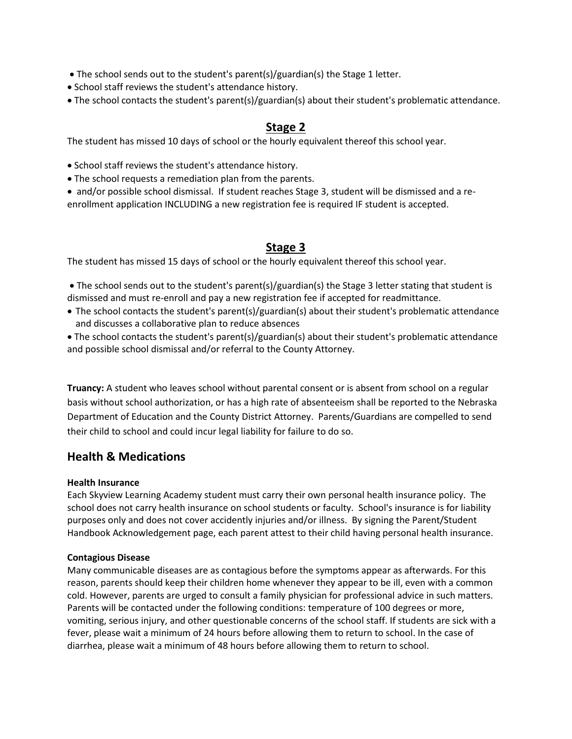- The school sends out to the student's parent(s)/guardian(s) the Stage 1 letter.
- School staff reviews the student's attendance history.
- The school contacts the student's parent(s)/guardian(s) about their student's problematic attendance.

## Stage 2

The student has missed 10 days of school or the hourly equivalent thereof this school year.

- School staff reviews the student's attendance history.
- The school requests a remediation plan from the parents.
- and/or possible school dismissal. If student reaches Stage 3, student will be dismissed and a re-enrollment application INCLUDING a new registration fee is required IF student is accepted.

## Stage 3

The student has missed 15 days of school or the hourly equivalent thereof this school year.

- The school sends out to the student's parent(s)/guardian(s) the Stage 3 letter stating that student is dismissed and must re-enroll and pay a new registration fee if accepted for readmittance.
- The school contacts the student's parent(s)/guardian(s) about their student's problematic attendance and discusses a collaborative plan to reduce absences
- The school contacts the student's parent(s)/guardian(s) about their student's problematic attendance and possible school dismissal and/or referral to the County Attorney.

**Truancy:** A student who leaves school without parental consent or is absent from school on a regular basis without school authorization, or has a high rate of absenteeism shall be reported to the Nebraska Department of Education and the County District Attorney. Parents/Guardians are compelled to send their child to school and could incur legal liability for failure to do so.

## Health & Medications

#### Health Insurance

Each Skyview Learning Academy student must carry their own personal health insurance policy. The school does not carry health insurance on school students or faculty. School's insurance is for liability purposes only and does not cover accidently injuries and/or illness. By signing the Parent/Student Handbook Acknowledgement page, each parent attest to their child having personal health insurance.

#### Contagious Disease

Many communicable diseases are as contagious before the symptoms appear as afterwards. For this reason, parents should keep their children home whenever they appear to be ill, even with a common cold. However, parents are urged to consult a family physician for professional advice in such matters. Parents will be contacted under the following conditions: temperature of 100 degrees or more, vomiting, serious injury, and other questionable concerns of the school staff. If students are sick with a fever, please wait a minimum of 24 hours before allowing them to return to school. In the case of diarrhea, please wait a minimum of 48 hours before allowing them to return to school.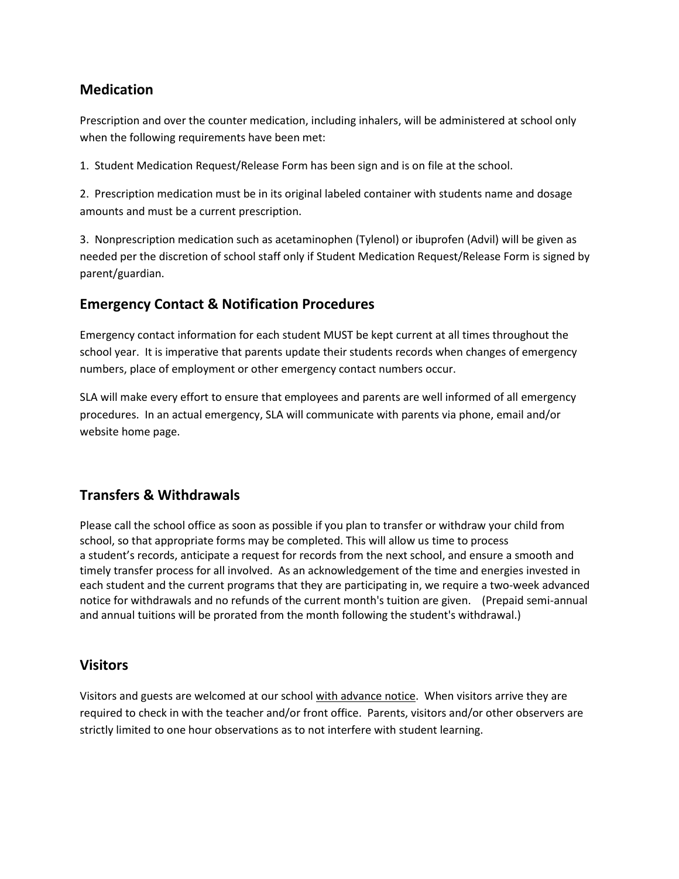## Medication

Prescription and over the counter medication, including inhalers, will be administered at school only when the following requirements have been met:

1. Student Medication Request/Release Form has been sign and is on file at the school.

2. Prescription medication must be in its original labeled container with students name and dosage amounts and must be a current prescription.

3. Nonprescription medication such as acetaminophen (Tylenol) or ibuprofen (Advil) will be given as needed per the discretion of school staff only if Student Medication Request/Release Form is signed by parent/guardian.

## Emergency Contact & Notification Procedures

Emergency contact information for each student MUST be kept current at all times throughout the school year. It is imperative that parents update their students records when changes of emergency numbers, place of employment or other emergency contact numbers occur.

SLA will make every effort to ensure that employees and parents are well informed of all emergency procedures. In an actual emergency, SLA will communicate with parents via phone, email and/or website home page.

## Transfers & Withdrawals

Please call the school office as soon as possible if you plan to transfer or withdraw your child from school, so that appropriate forms may be completed. This will allow us time to process a student's records, anticipate a request for records from the next school, and ensure a smooth and timely transfer process for all involved. As an acknowledgement of the time and energies invested in each student and the current programs that they are participating in, we require a two-week advanced notice for withdrawals and no refunds of the current month's tuition are given. (Prepaid semi-annual and annual tuitions will be prorated from the month following the student's withdrawal.)

## Visitors

Visitors and guests are welcomed at our school <u>with advance notice</u>. When visitors arrive they are required to check in with the teacher and/or front office. Parents, visitors and/or other observers are strictly limited to one hour observations as to not interfere with student learning.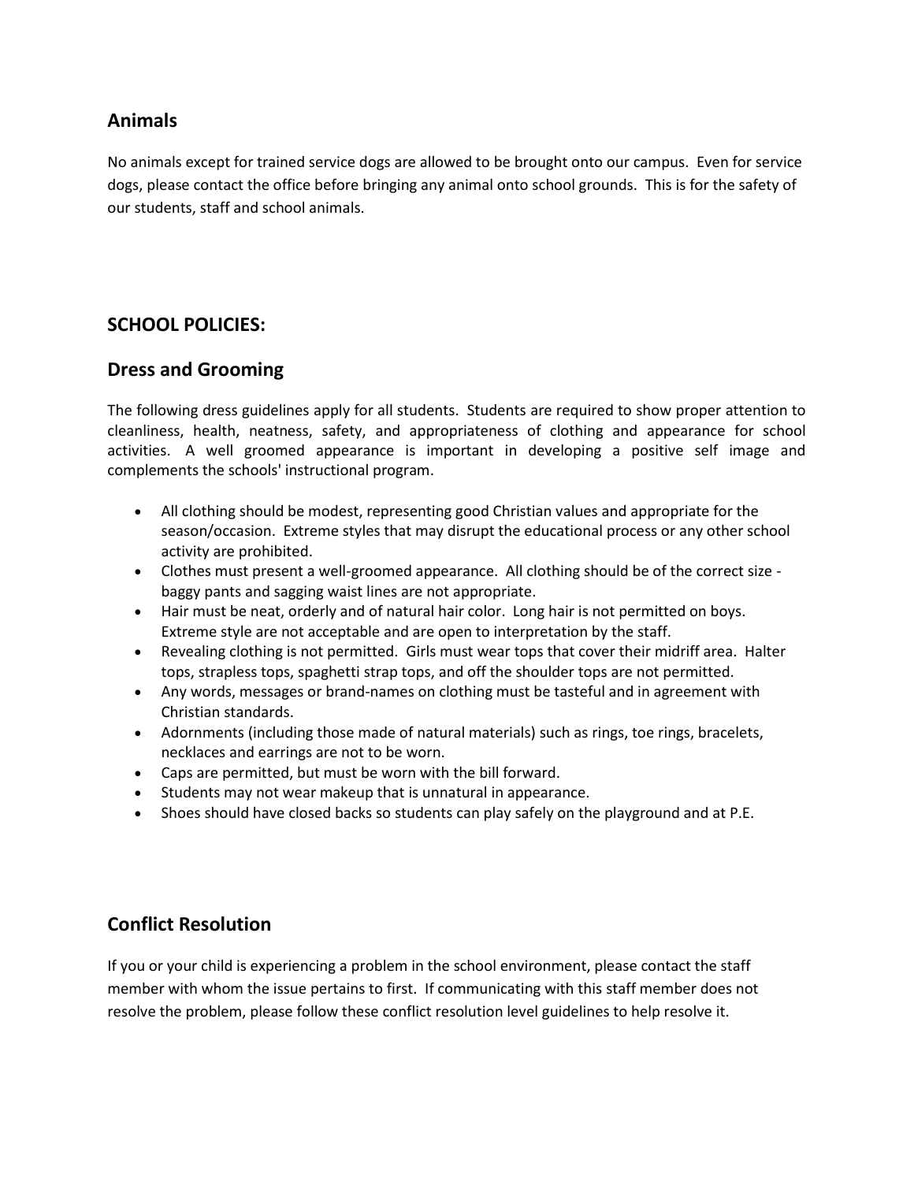## Animals

No animals except for trained service dogs are allowed to be brought onto our campus. Even for service dogs, please contact the office before bringing any animal onto school grounds. This is for the safety of our students, staff and school animals.

## SCHOOL POLICIES:

## Dress and Grooming

The following dress guidelines apply for all students. Students are required to show proper attention to cleanliness, health, neatness, safety, and appropriateness of clothing and appearance for school activities. A well groomed appearance is important in developing a positive self image and complements the schools' instructional program.

- All clothing should be modest, representing good Christian values and appropriate for the season/occasion. Extreme styles that may disrupt the educational process or any other school activity are prohibited.
- Clothes must present a well-groomed appearance. All clothing should be of the correct size - baggy pants and sagging waist lines are not appropriate.
- Hair must be neat, orderly and of natural hair color. Long hair is not permitted on boys. Extreme style are not acceptable and are open to interpretation by the staff.
- Revealing clothing is not permitted. Girls must wear tops that cover their midriff area. Halter tops, strapless tops, spaghetti strap tops, and off the shoulder tops are not permitted.
- Any words, messages or brand-names on clothing must be tasteful and in agreement with Christian standards.
- Adornments (including those made of natural materials) such as rings, toe rings, bracelets, necklaces and earrings are not to be worn.
- Caps are permitted, but must be worn with the bill forward.
- Students may not wear makeup that is unnatural in appearance.
- Shoes should have closed backs so students can play safely on the playground and at P.E.

## Conflict Resolution

If you or your child is experiencing a problem in the school environment, please contact the staff member with whom the issue pertains to first. If communicating with this staff member does not resolve the problem, please follow these conflict resolution level guidelines to help resolve it.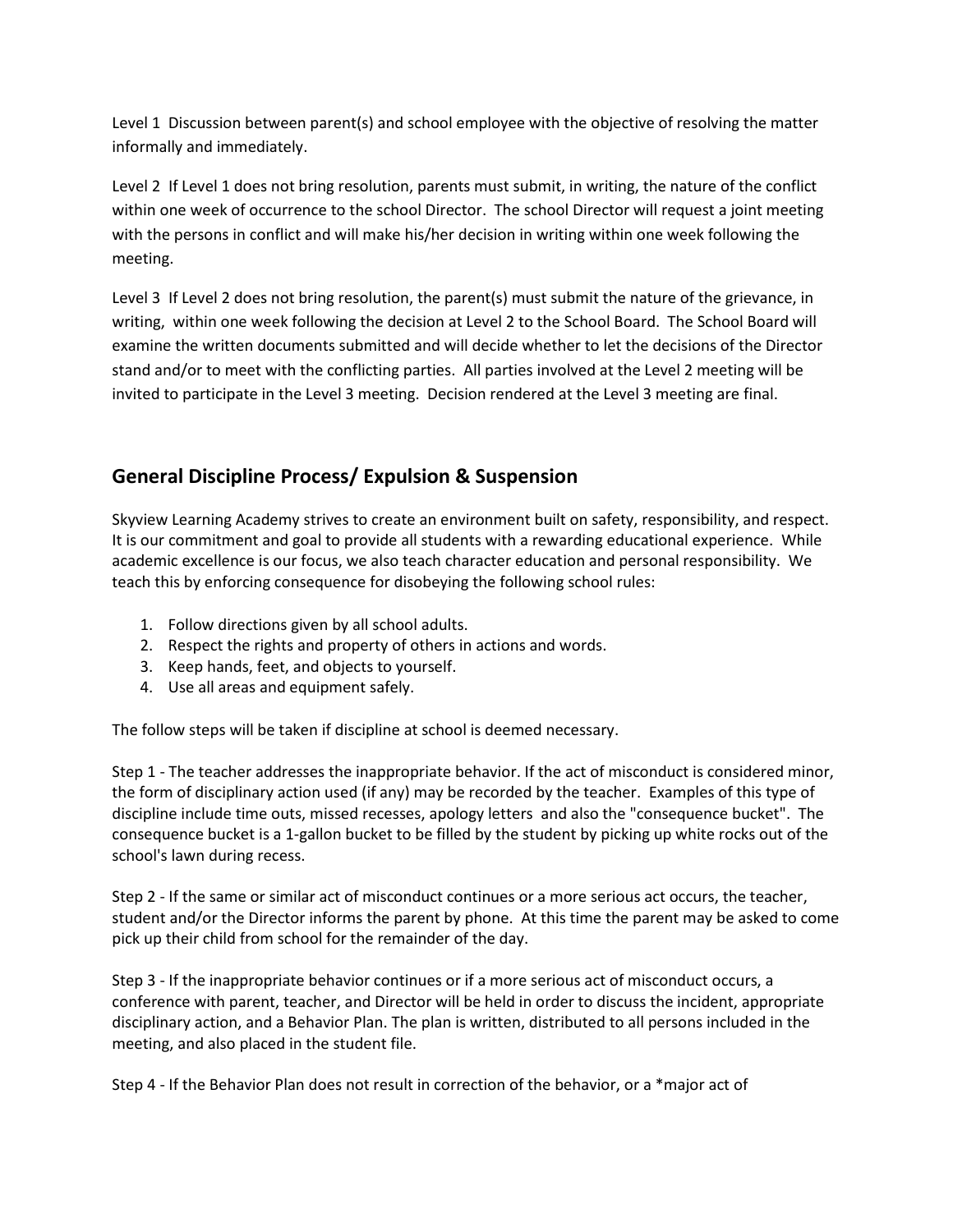Level 1 Discussion between parent(s) and school employee with the objective of resolving the matter informally and immediately.

Level 2 If Level 1 does not bring resolution, parents must submit, in writing, the nature of the conflict within one week of occurrence to the school Director. The school Director will request a joint meeting with the persons in conflict and will make his/her decision in writing within one week following the meeting.

Level 3 If Level 2 does not bring resolution, the parent(s) must submit the nature of the grievance, in writing, within one week following the decision at Level 2 to the School Board. The School Board will examine the written documents submitted and will decide whether to let the decisions of the Director stand and/or to meet with the conflicting parties. All parties involved at the Level 2 meeting will be invited to participate in the Level 3 meeting. Decision rendered at the Level 3 meeting are final.

## General Discipline Process/ Expulsion & Suspension

Skyview Learning Academy strives to create an environment built on safety, responsibility, and respect. It is our commitment and goal to provide all students with a rewarding educational experience. While academic excellence is our focus, we also teach character education and personal responsibility. We teach this by enforcing consequence for disobeying the following school rules:

1. Follow directions given by all school adults.
2. Respect the rights and property of others in actions and words.
3. Keep hands, feet, and objects to yourself.
4. Use all areas and equipment safely.

The follow steps will be taken if discipline at school is deemed necessary.

Step 1 - The teacher addresses the inappropriate behavior. If the act of misconduct is considered minor, the form of disciplinary action used (if any) may be recorded by the teacher. Examples of this type of discipline include time outs, missed recesses, apology letters and also the "consequence bucket". The consequence bucket is a 1-gallon bucket to be filled by the student by picking up white rocks out of the school's lawn during recess.

Step 2 - If the same or similar act of misconduct continues or a more serious act occurs, the teacher, student and/or the Director informs the parent by phone. At this time the parent may be asked to come pick up their child from school for the remainder of the day.

Step 3 - If the inappropriate behavior continues or if a more serious act of misconduct occurs, a conference with parent, teacher, and Director will be held in order to discuss the incident, appropriate disciplinary action, and a Behavior Plan. The plan is written, distributed to all persons included in the meeting, and also placed in the student file.

Step 4 - If the Behavior Plan does not result in correction of the behavior, or a *major act of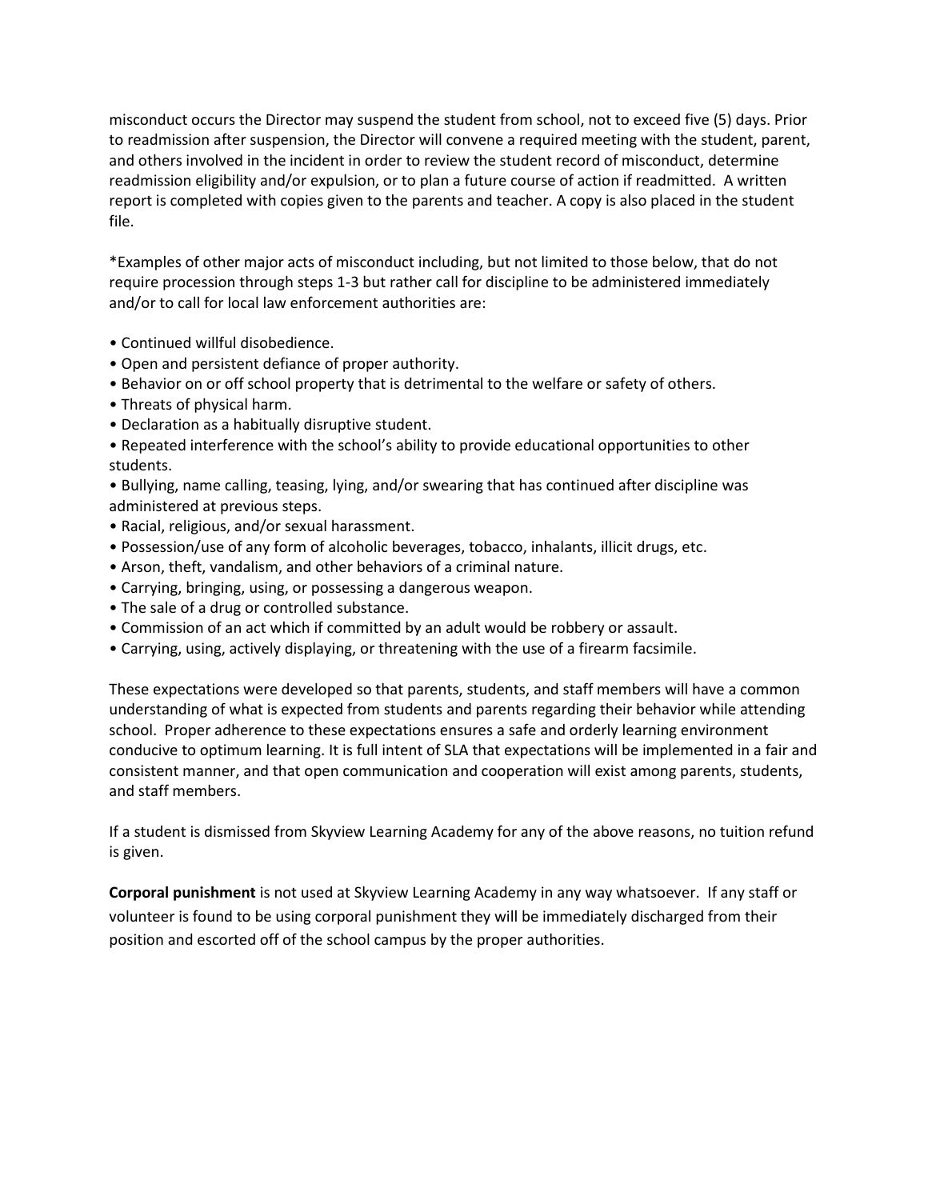misconduct occurs the Director may suspend the student from school, not to exceed five (5) days. Prior to readmission after suspension, the Director will convene a required meeting with the student, parent, and others involved in the incident in order to review the student record of misconduct, determine readmission eligibility and/or expulsion, or to plan a future course of action if readmitted. A written report is completed with copies given to the parents and teacher. A copy is also placed in the student file.

*Examples of other major acts of misconduct including, but not limited to those below, that do not require procession through steps 1-3 but rather call for discipline to be administered immediately and/or to call for local law enforcement authorities are:

- Continued willful disobedience.
- Open and persistent defiance of proper authority.
- Behavior on or off school property that is detrimental to the welfare or safety of others.
- Threats of physical harm.
- Declaration as a habitually disruptive student.
- Repeated interference with the school's ability to provide educational opportunities to other students.
- Bullying, name calling, teasing, lying, and/or swearing that has continued after discipline was administered at previous steps.
- Racial, religious, and/or sexual harassment.
- Possession/use of any form of alcoholic beverages, tobacco, inhalants, illicit drugs, etc.
- Arson, theft, vandalism, and other behaviors of a criminal nature.
- Carrying, bringing, using, or possessing a dangerous weapon.
- The sale of a drug or controlled substance.
- Commission of an act which if committed by an adult would be robbery or assault.
- Carrying, using, actively displaying, or threatening with the use of a firearm facsimile.

These expectations were developed so that parents, students, and staff members will have a common understanding of what is expected from students and parents regarding their behavior while attending school. Proper adherence to these expectations ensures a safe and orderly learning environment conducive to optimum learning. It is full intent of SLA that expectations will be implemented in a fair and consistent manner, and that open communication and cooperation will exist among parents, students, and staff members.

If a student is dismissed from Skyview Learning Academy for any of the above reasons, no tuition refund is given.

**Corporal punishment** is not used at Skyview Learning Academy in any way whatsoever. If any staff or volunteer is found to be using corporal punishment they will be immediately discharged from their position and escorted off of the school campus by the proper authorities.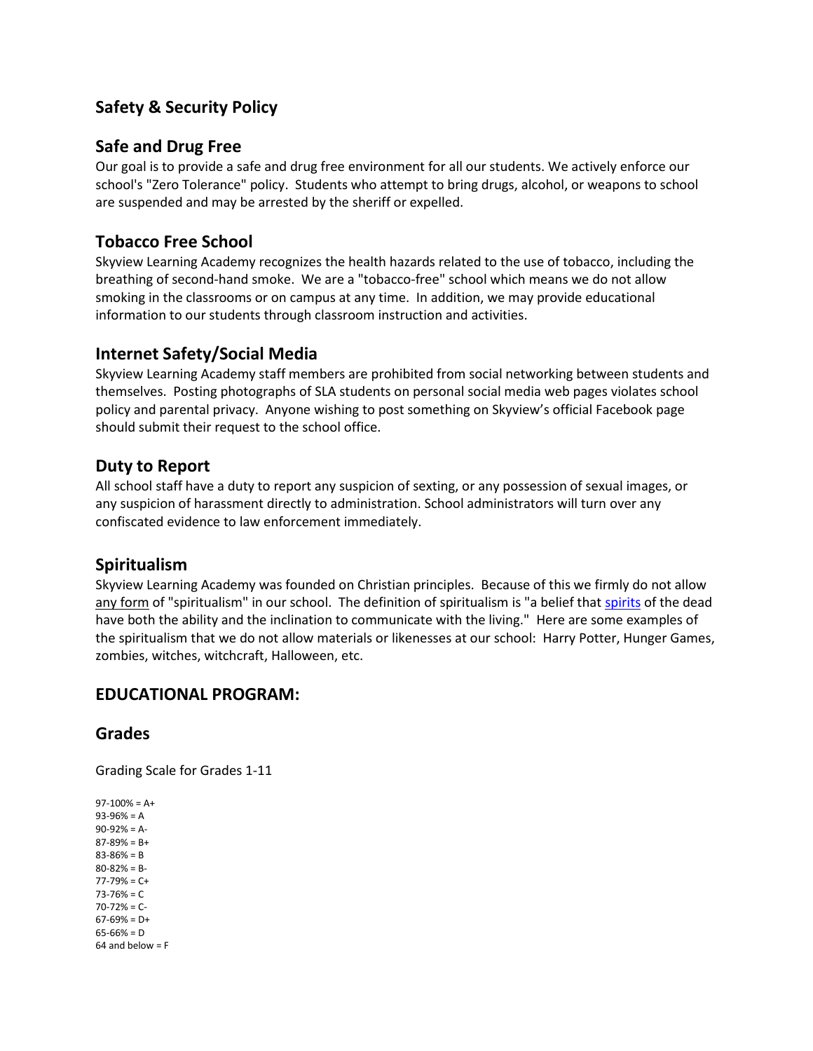## Safety & Security Policy

### Safe and Drug Free

Our goal is to provide a safe and drug free environment for all our students. We actively enforce our school's "Zero Tolerance" policy. Students who attempt to bring drugs, alcohol, or weapons to school are suspended and may be arrested by the sheriff or expelled.

### Tobacco Free School

Skyview Learning Academy recognizes the health hazards related to the use of tobacco, including the breathing of second-hand smoke. We are a "tobacco-free" school which means we do not allow smoking in the classrooms or on campus at any time. In addition, we may provide educational information to our students through classroom instruction and activities.

### Internet Safety/Social Media

Skyview Learning Academy staff members are prohibited from social networking between students and themselves. Posting photographs of SLA students on personal social media web pages violates school policy and parental privacy. Anyone wishing to post something on Skyview's official Facebook page should submit their request to the school office.

### Duty to Report

All school staff have a duty to report any suspicion of sexting, or any possession of sexual images, or any suspicion of harassment directly to administration. School administrators will turn over any confiscated evidence to law enforcement immediately.

### Spiritualism

Skyview Learning Academy was founded on Christian principles. Because of this we firmly do not allow <u>any form</u> of "spiritualism" in our school. The definition of spiritualism is "a belief that spirits of the dead have both the ability and the inclination to communicate with the living." Here are some examples of the spiritualism that we do not allow materials or likenesses at our school: Harry Potter, Hunger Games, zombies, witches, witchcraft, Halloween, etc.

## EDUCATIONAL PROGRAM:

### Grades

Grading Scale for Grades 1-11

97-100% = A+
93-96% = A
90-92% = A-
87-89% = B+
83-86% = B
80-82% = B-
77-79% = C+
73-76% = C
70-72% = C-
67-69% = D+
65-66% = D
64 and below = F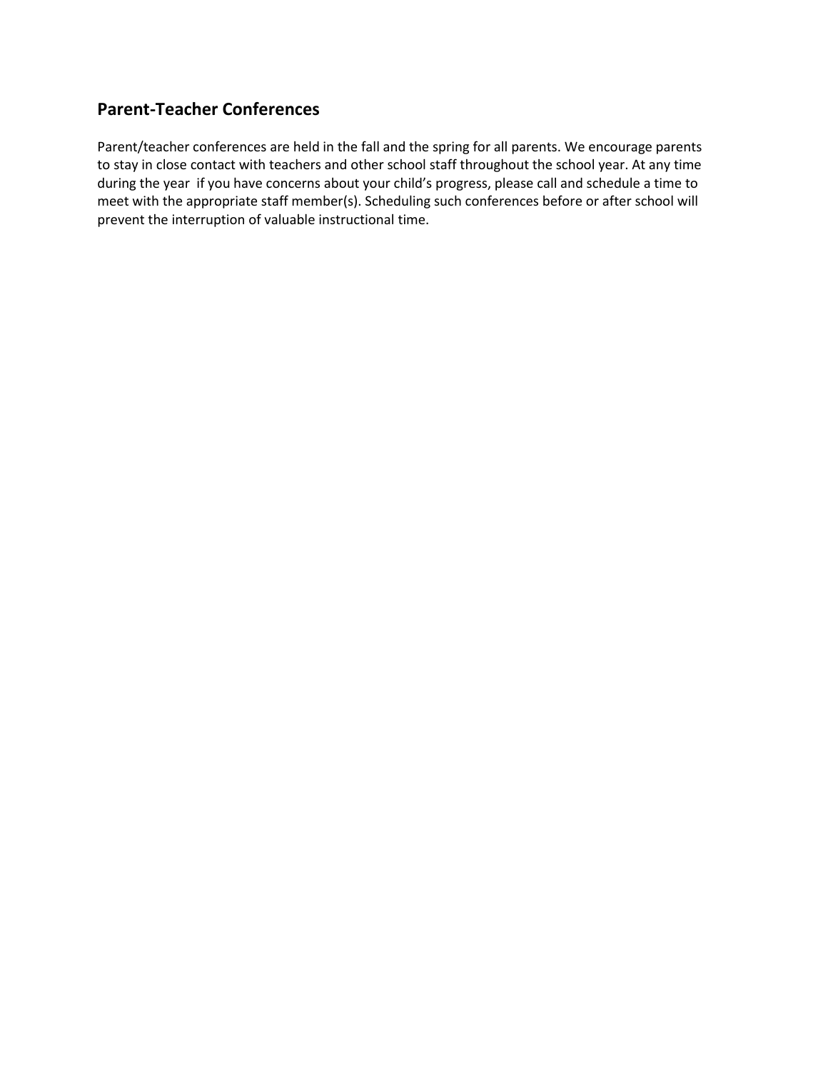## Parent-Teacher Conferences

Parent/teacher conferences are held in the fall and the spring for all parents. We encourage parents to stay in close contact with teachers and other school staff throughout the school year. At any time during the year if you have concerns about your child's progress, please call and schedule a time to meet with the appropriate staff member(s). Scheduling such conferences before or after school will prevent the interruption of valuable instructional time.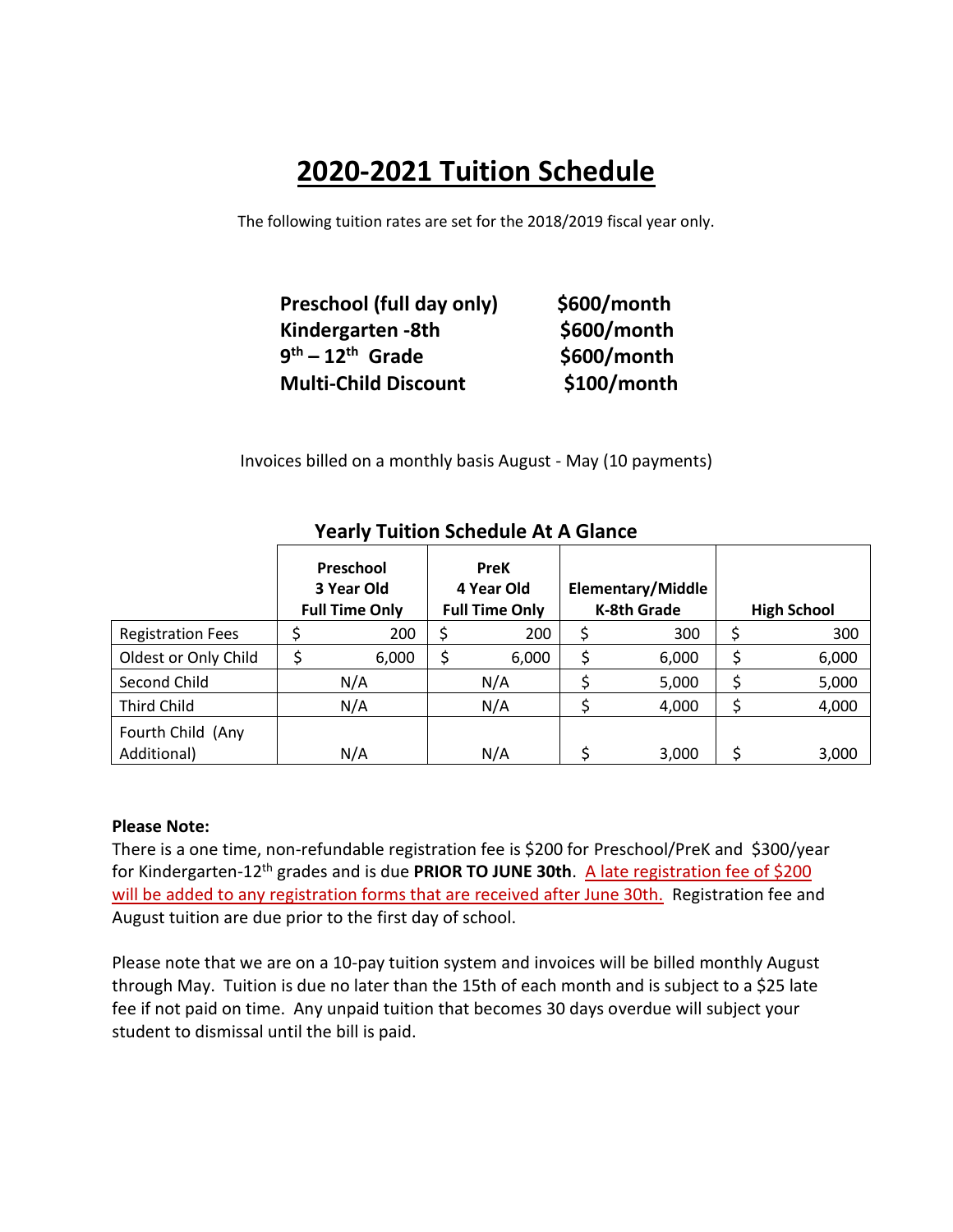# 2020-2021 Tuition Schedule

The following tuition rates are set for the 2018/2019 fiscal year only.

| | |
|---|---|
| **Preschool (full day only)** | **$600/month** |
| **Kindergarten -8th** | **$600/month** |
| **$9^{th}$ – $12^{th}$ Grade** | **$600/month** |
| **Multi-Child Discount** | **$100/month** |

Invoices billed on a monthly basis August - May (10 payments)

## Yearly Tuition Schedule At A Glance

| | Preschool 3 Year Old Full Time Only | PreK 4 Year Old Full Time Only | Elementary/Middle K-8th Grade | High School |
|---|---|---|---|---|
| Registration Fees | $ 200 | $ 200 | $ 300 | $ 300 |
| Oldest or Only Child | $ 6,000 | $ 6,000 | $ 6,000 | $ 6,000 |
| Second Child | N/A | N/A | $ 5,000 | $ 5,000 |
| Third Child | N/A | N/A | $ 4,000 | $ 4,000 |
| Fourth Child (Any Additional) | N/A | N/A | $ 3,000 | $ 3,000 |

**Please Note:**

There is a one time, non-refundable registration fee is $200 for Preschool/PreK and $300/year for Kindergarten-$12^{th}$ grades and is due **PRIOR TO JUNE 30th**. A late registration fee of $200 will be added to any registration forms that are received after June 30th. Registration fee and August tuition are due prior to the first day of school.

Please note that we are on a 10-pay tuition system and invoices will be billed monthly August through May. Tuition is due no later than the 15th of each month and is subject to a $25 late fee if not paid on time. Any unpaid tuition that becomes 30 days overdue will subject your student to dismissal until the bill is paid.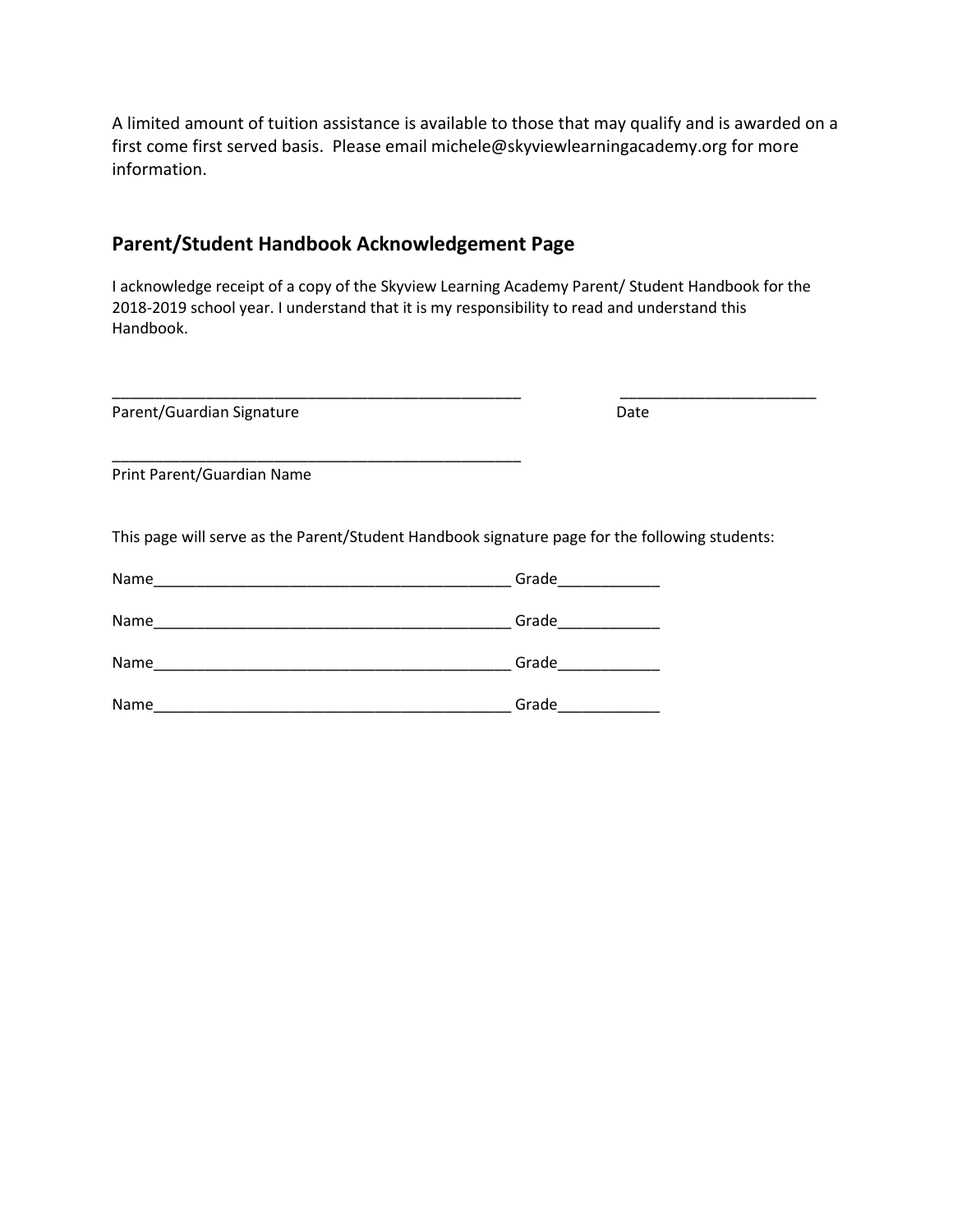A limited amount of tuition assistance is available to those that may qualify and is awarded on a first come first served basis. Please email michele@skyviewlearningacademy.org for more information.

## Parent/Student Handbook Acknowledgement Page

I acknowledge receipt of a copy of the Skyview Learning Academy Parent/ Student Handbook for the 2018-2019 school year. I understand that it is my responsibility to read and understand this Handbook.

_________________________________________________ _______________________

Parent/Guardian Signature Date

_________________________________________________

Print Parent/Guardian Name

This page will serve as the Parent/Student Handbook signature page for the following students:

Name__________________________________________ Grade____________

Name__________________________________________ Grade____________

Name__________________________________________ Grade____________

Name__________________________________________ Grade____________